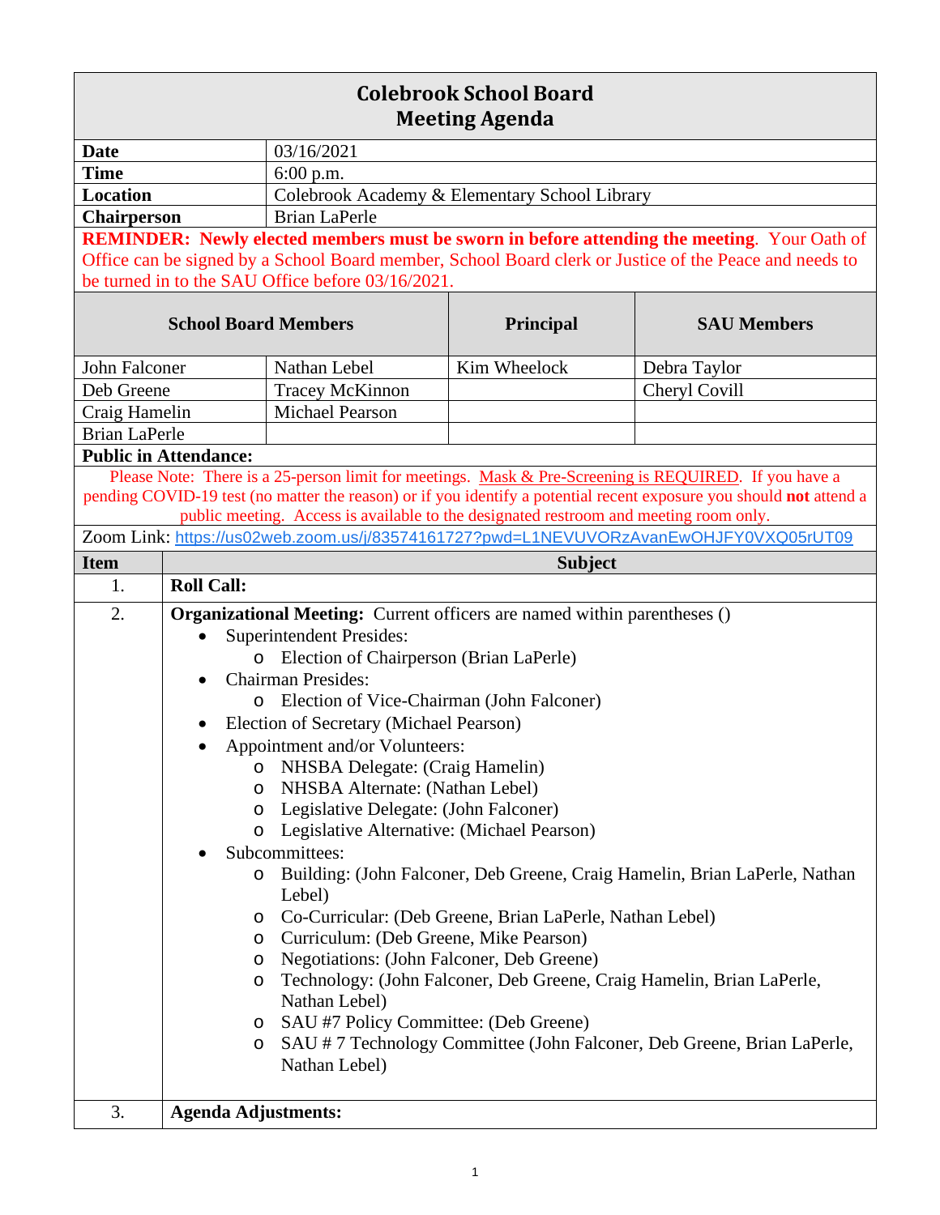# Colebrook School Board
## Meeting Agenda

| | |
|---|---|
| **Date** | 03/16/2021 |
| **Time** | 6:00 p.m. |
| **Location** | Colebrook Academy & Elementary School Library |
| **Chairperson** | Brian LaPerle |

**REMINDER: Newly elected members must be sworn in before attending the meeting**. Your Oath of Office can be signed by a School Board member, School Board clerk or Justice of the Peace and needs to be turned in to the SAU Office before 03/16/2021.

| School Board Members | | Principal | SAU Members |
|---|---|---|---|
| John Falconer | Nathan Lebel | Kim Wheelock | Debra Taylor |
| Deb Greene | Tracey McKinnon | | Cheryl Covill |
| Craig Hamelin | Michael Pearson | | |
| Brian LaPerle | | | |

**Public in Attendance:**

Please Note: There is a 25-person limit for meetings. Mask & Pre-Screening is REQUIRED. If you have a pending COVID-19 test (no matter the reason) or if you identify a potential recent exposure you should **not** attend a public meeting. Access is available to the designated restroom and meeting room only.

Zoom Link: https://us02web.zoom.us/j/83574161727?pwd=L1NEVUVORzAvanEwOHJFY0VXQ05rUT09

| Item | Subject |
|---|---|
| 1. | **Roll Call:** |
| 2. | **Organizational Meeting:** Current officers are named within parentheses () |
| 3. | **Agenda Adjustments:** |

**Item 2 – Organizational Meeting:** Current officers are named within parentheses ()

- Superintendent Presides:
  - Election of Chairperson (Brian LaPerle)
- Chairman Presides:
  - Election of Vice-Chairman (John Falconer)
- Election of Secretary (Michael Pearson)
- Appointment and/or Volunteers:
  - NHSBA Delegate: (Craig Hamelin)
  - NHSBA Alternate: (Nathan Lebel)
  - Legislative Delegate: (John Falconer)
  - Legislative Alternative: (Michael Pearson)
- Subcommittees:
  - Building: (John Falconer, Deb Greene, Craig Hamelin, Brian LaPerle, Nathan Lebel)
  - Co-Curricular: (Deb Greene, Brian LaPerle, Nathan Lebel)
  - Curriculum: (Deb Greene, Mike Pearson)
  - Negotiations: (John Falconer, Deb Greene)
  - Technology: (John Falconer, Deb Greene, Craig Hamelin, Brian LaPerle, Nathan Lebel)
  - SAU #7 Policy Committee: (Deb Greene)
  - SAU # 7 Technology Committee (John Falconer, Deb Greene, Brian LaPerle, Nathan Lebel)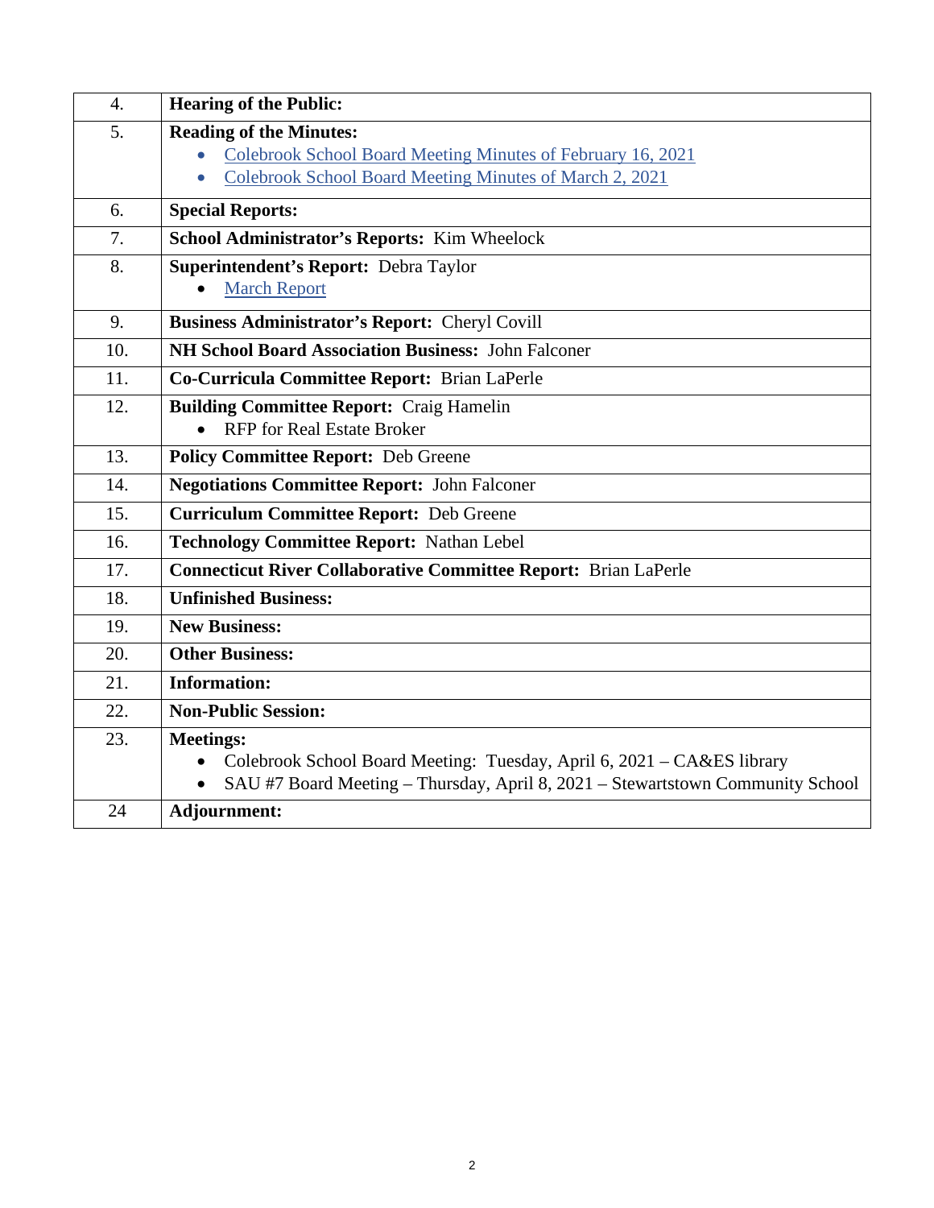| | |
|---|---|
| 4. | **Hearing of the Public:** |
| 5. | **Reading of the Minutes:**<br>• Colebrook School Board Meeting Minutes of February 16, 2021<br>• Colebrook School Board Meeting Minutes of March 2, 2021 |
| 6. | **Special Reports:** |
| 7. | **School Administrator's Reports:** Kim Wheelock |
| 8. | **Superintendent's Report:** Debra Taylor<br>• March Report |
| 9. | **Business Administrator's Report:** Cheryl Covill |
| 10. | **NH School Board Association Business:** John Falconer |
| 11. | **Co-Curricula Committee Report:** Brian LaPerle |
| 12. | **Building Committee Report:** Craig Hamelin<br>• RFP for Real Estate Broker |
| 13. | **Policy Committee Report:** Deb Greene |
| 14. | **Negotiations Committee Report:** John Falconer |
| 15. | **Curriculum Committee Report:** Deb Greene |
| 16. | **Technology Committee Report:** Nathan Lebel |
| 17. | **Connecticut River Collaborative Committee Report:** Brian LaPerle |
| 18. | **Unfinished Business:** |
| 19. | **New Business:** |
| 20. | **Other Business:** |
| 21. | **Information:** |
| 22. | **Non-Public Session:** |
| 23. | **Meetings:**<br>• Colebrook School Board Meeting: Tuesday, April 6, 2021 – CA&ES library<br>• SAU #7 Board Meeting – Thursday, April 8, 2021 – Stewartstown Community School |
| 24 | **Adjournment:** |